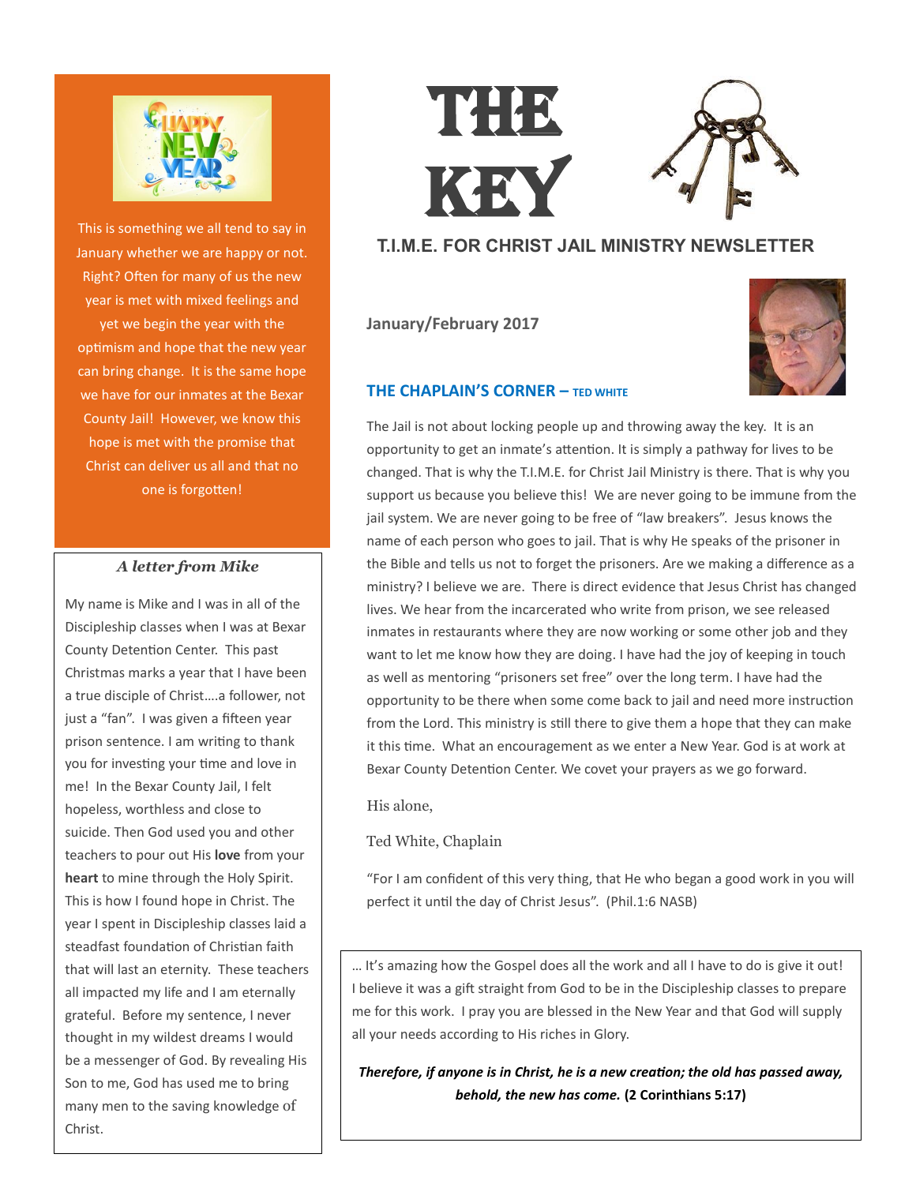# THE KEY

## T.I.M.E. FOR CHRIST JAIL MINISTRY NEWSLETTER

**January/February 2017**

### THE CHAPLAIN'S CORNER – TED WHITE

The Jail is not about locking people up and throwing away the key. It is an opportunity to get an inmate's attention. It is simply a pathway for lives to be changed. That is why the T.I.M.E. for Christ Jail Ministry is there. That is why you support us because you believe this! We are never going to be immune from the jail system. We are never going to be free of "law breakers". Jesus knows the name of each person who goes to jail. That is why He speaks of the prisoner in the Bible and tells us not to forget the prisoners. Are we making a difference as a ministry? I believe we are. There is direct evidence that Jesus Christ has changed lives. We hear from the incarcerated who write from prison, we see released inmates in restaurants where they are now working or some other job and they want to let me know how they are doing. I have had the joy of keeping in touch as well as mentoring "prisoners set free" over the long term. I have had the opportunity to be there when some come back to jail and need more instruction from the Lord. This ministry is still there to give them a hope that they can make it this time. What an encouragement as we enter a New Year. God is at work at Bexar County Detention Center. We covet your prayers as we go forward.

His alone,

Ted White, Chaplain

"For I am confident of this very thing, that He who began a good work in you will perfect it until the day of Christ Jesus". (Phil.1:6 NASB)

---

HAPPY NEW YEAR

This is something we all tend to say in January whether we are happy or not. Right? Often for many of us the new year is met with mixed feelings and yet we begin the year with the optimism and hope that the new year can bring change. It is the same hope we have for our inmates at the Bexar County Jail! However, we know this hope is met with the promise that Christ can deliver us all and that no one is forgotten!

---

### *A letter from Mike*

My name is Mike and I was in all of the Discipleship classes when I was at Bexar County Detention Center. This past Christmas marks a year that I have been a true disciple of Christ….a follower, not just a "fan". I was given a fifteen year prison sentence. I am writing to thank you for investing your time and love in me! In the Bexar County Jail, I felt hopeless, worthless and close to suicide. Then God used you and other teachers to pour out His **love** from your **heart** to mine through the Holy Spirit. This is how I found hope in Christ. The year I spent in Discipleship classes laid a steadfast foundation of Christian faith that will last an eternity. These teachers all impacted my life and I am eternally grateful. Before my sentence, I never thought in my wildest dreams I would be a messenger of God. By revealing His Son to me, God has used me to bring many men to the saving knowledge of Christ.

… It's amazing how the Gospel does all the work and all I have to do is give it out! I believe it was a gift straight from God to be in the Discipleship classes to prepare me for this work. I pray you are blessed in the New Year and that God will supply all your needs according to His riches in Glory.

***Therefore, if anyone is in Christ, he is a new creation; the old has passed away, behold, the new has come.*** **(2 Corinthians 5:17)**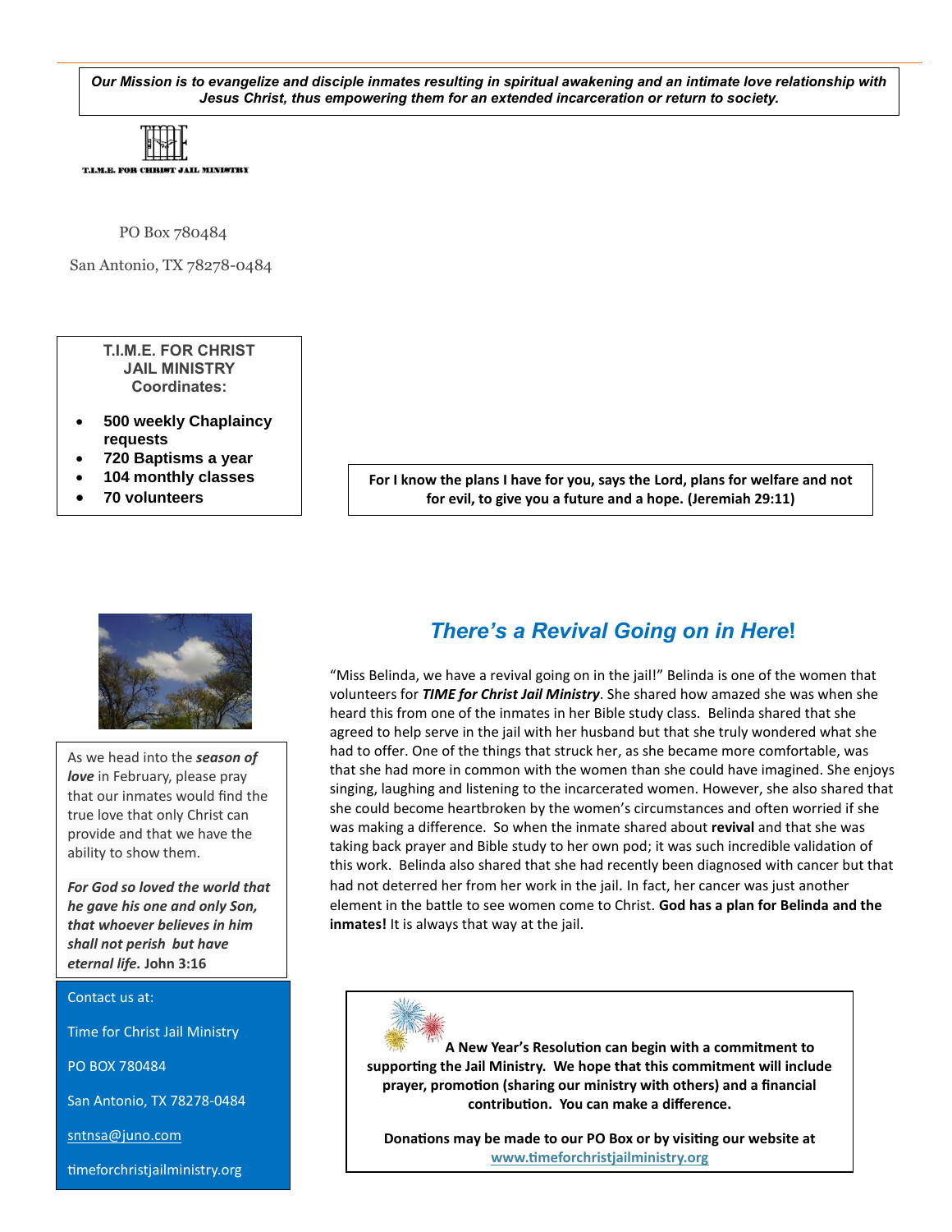***Our Mission is to evangelize and disciple inmates resulting in spiritual awakening and an intimate love relationship with Jesus Christ, thus empowering them for an extended incarceration or return to society.***

T.I.M.E. FOR CHRIST JAIL MINISTRY

PO Box 780484

San Antonio, TX 78278-0484

**T.I.M.E. FOR CHRIST JAIL MINISTRY Coordinates:**

- **500 weekly Chaplaincy requests**
- **720 Baptisms a year**
- **104 monthly classes**
- **70 volunteers**

**For I know the plans I have for you, says the Lord, plans for welfare and not for evil, to give you a future and a hope. (Jeremiah 29:11)**

As we head into the ***season of love*** in February, please pray that our inmates would find the true love that only Christ can provide and that we have the ability to show them.

***For God so loved the world that he gave his one and only Son, that whoever believes in him shall not perish but have eternal life.*** **John 3:16**

## *There's a Revival Going on in Here!*

"Miss Belinda, we have a revival going on in the jail!" Belinda is one of the women that volunteers for ***TIME for Christ Jail Ministry***. She shared how amazed she was when she heard this from one of the inmates in her Bible study class. Belinda shared that she agreed to help serve in the jail with her husband but that she truly wondered what she had to offer. One of the things that struck her, as she became more comfortable, was that she had more in common with the women than she could have imagined. She enjoys singing, laughing and listening to the incarcerated women. However, she also shared that she could become heartbroken by the women's circumstances and often worried if she was making a difference. So when the inmate shared about **revival** and that she was taking back prayer and Bible study to her own pod; it was such incredible validation of this work. Belinda also shared that she had recently been diagnosed with cancer but that had not deterred her from her work in the jail. In fact, her cancer was just another element in the battle to see women come to Christ. **God has a plan for Belinda and the inmates!** It is always that way at the jail.

Contact us at:

Time for Christ Jail Ministry

PO BOX 780484

San Antonio, TX 78278-0484

sntnsa@juno.com

timeforchristjailministry.org

**A New Year's Resolution can begin with a commitment to supporting the Jail Ministry. We hope that this commitment will include prayer, promotion (sharing our ministry with others) and a financial contribution. You can make a difference.**

**Donations may be made to our PO Box or by visiting our website at [www.timeforchristjailministry.org](http://www.timeforchristjailministry.org)**